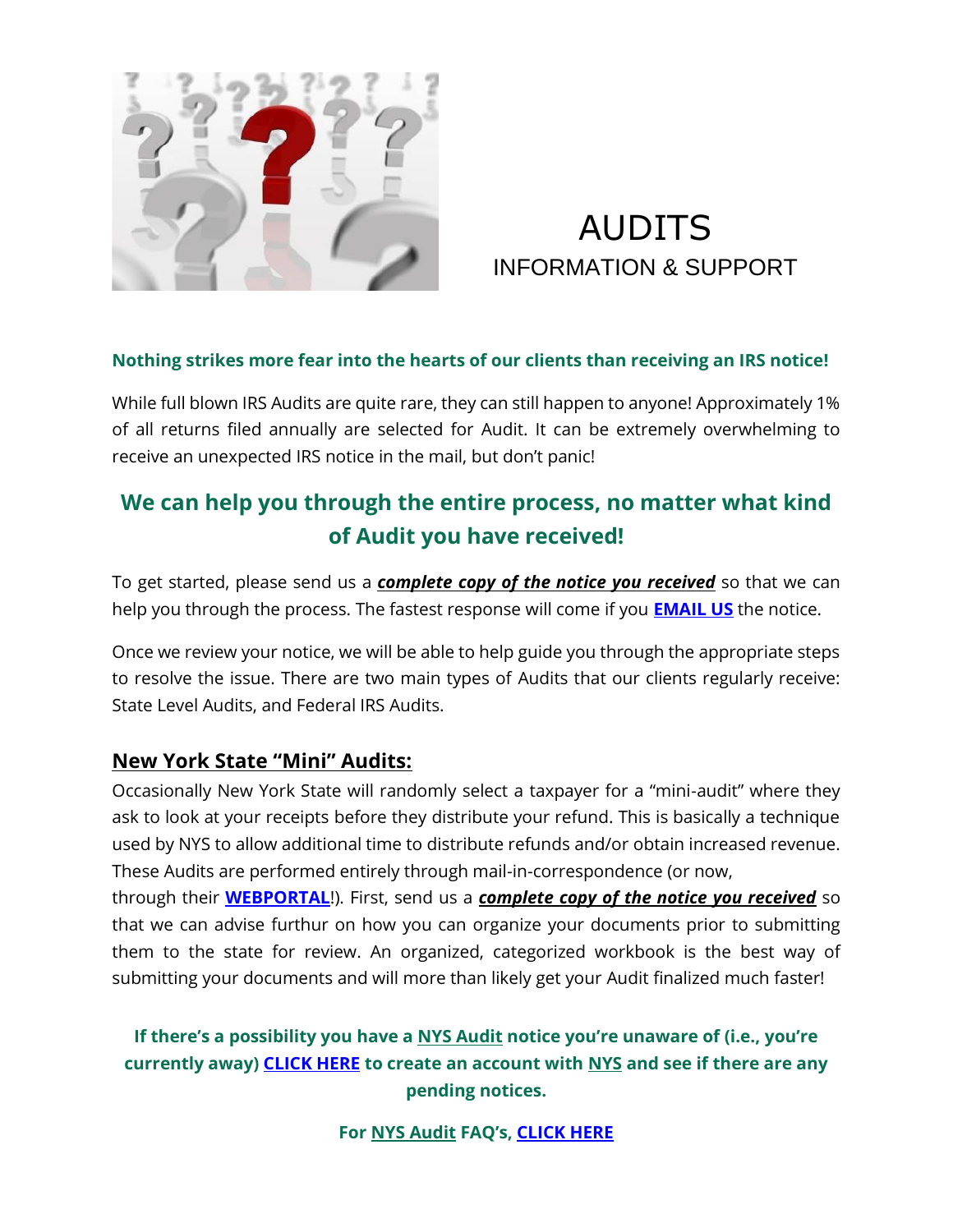# AUDITS

## INFORMATION & SUPPORT

**Nothing strikes more fear into the hearts of our clients than receiving an IRS notice!**

While full blown IRS Audits are quite rare, they can still happen to anyone! Approximately 1% of all returns filed annually are selected for Audit. It can be extremely overwhelming to receive an unexpected IRS notice in the mail, but don't panic!

## We can help you through the entire process, no matter what kind of Audit you have received!

To get started, please send us a ***complete copy of the notice you received*** so that we can help you through the process. The fastest response will come if you **EMAIL US** the notice.

Once we review your notice, we will be able to help guide you through the appropriate steps to resolve the issue. There are two main types of Audits that our clients regularly receive: State Level Audits, and Federal IRS Audits.

### New York State "Mini" Audits:

Occasionally New York State will randomly select a taxpayer for a "mini-audit" where they ask to look at your receipts before they distribute your refund. This is basically a technique used by NYS to allow additional time to distribute refunds and/or obtain increased revenue. These Audits are performed entirely through mail-in-correspondence (or now, through their **WEBPORTAL**!). First, send us a ***complete copy of the notice you received*** so that we can advise furthur on how you can organize your documents prior to submitting them to the state for review. An organized, categorized workbook is the best way of submitting your documents and will more than likely get your Audit finalized much faster!

**If there's a possibility you have a NYS Audit notice you're unaware of (i.e., you're currently away) CLICK HERE to create an account with NYS and see if there are any pending notices.**

**For NYS Audit FAQ's, CLICK HERE**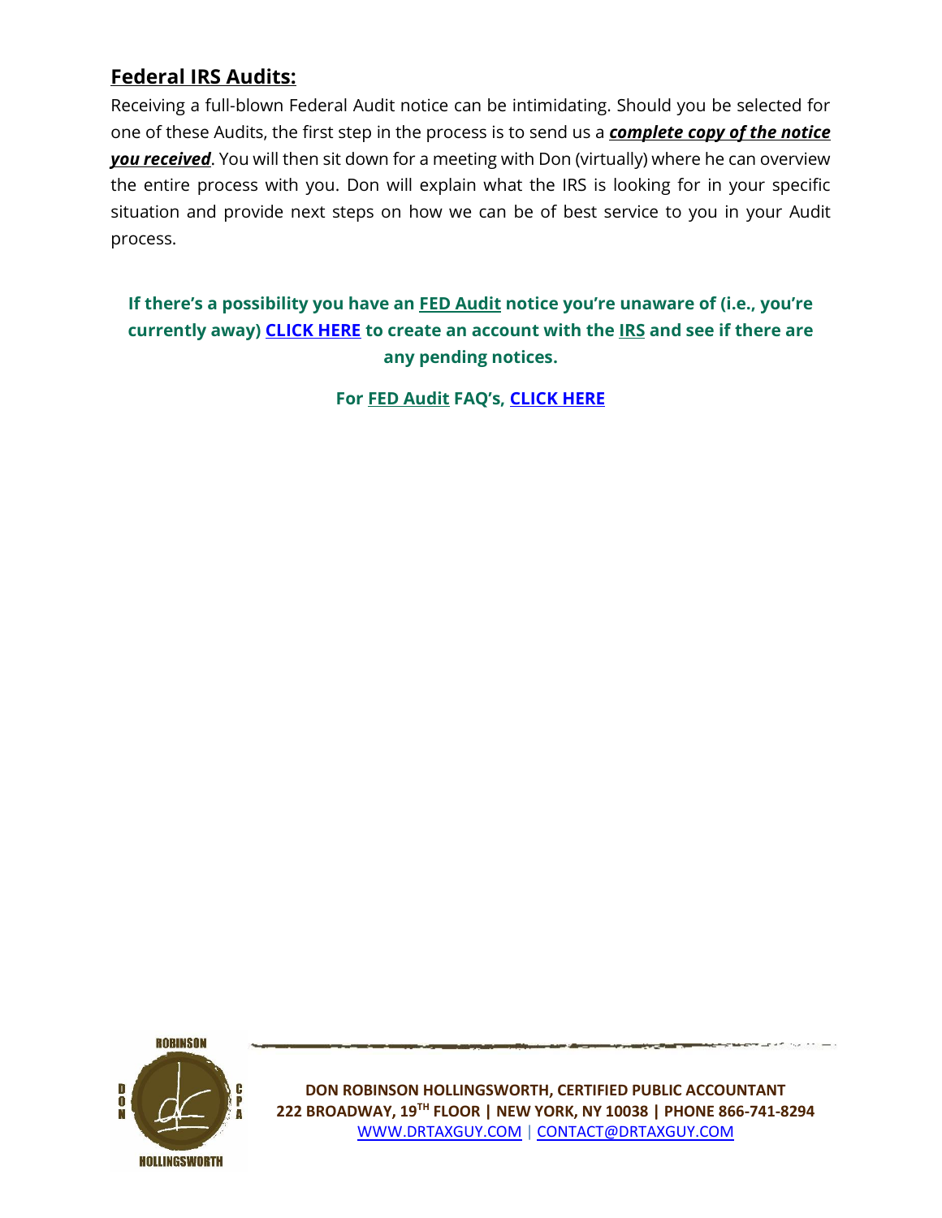## Federal IRS Audits:

Receiving a full-blown Federal Audit notice can be intimidating. Should you be selected for one of these Audits, the first step in the process is to send us a ***complete copy of the notice you received***. You will then sit down for a meeting with Don (virtually) where he can overview the entire process with you. Don will explain what the IRS is looking for in your specific situation and provide next steps on how we can be of best service to you in your Audit process.

**If there's a possibility you have an FED Audit notice you're unaware of (i.e., you're currently away) CLICK HERE to create an account with the IRS and see if there are any pending notices.**

**For FED Audit FAQ's, CLICK HERE**